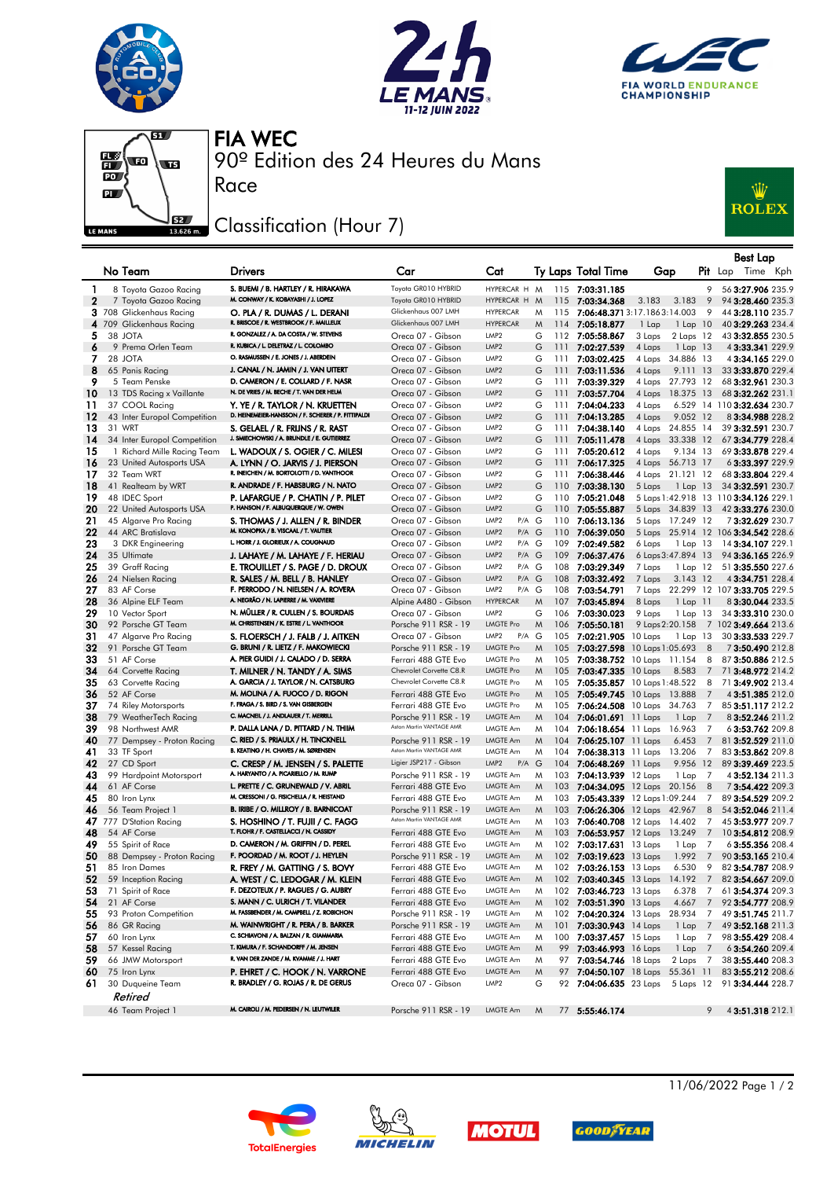# FIA WEC

## 90º Edition des 24 Heures du Mans

### Race

### Classification (Hour 7)

| | No | Team | Drivers | Car | Cat | | Ty | Laps | Total Time | Gap | | Pit | Best Lap Lap | Time | Kph |
|---|---|---|---|---|---|---|---|---|---|---|---|---|---|---|---|
| 1 | 8 | Toyota Gazoo Racing | S. BUEMI / B. HARTLEY / R. HIRAKAWA | Toyota GR010 HYBRID | HYPERCAR | H | M | 115 | 7:03:31.185 | | | 9 | 56 | 3:27.906 | 235.9 |
| 2 | 7 | Toyota Gazoo Racing | M. CONWAY / K. KOBAYASHI / J. LOPEZ | Toyota GR010 HYBRID | HYPERCAR | H | M | 115 | 7:03:34.368 | 3.183 | 3.183 | 9 | 94 | 3:28.460 | 235.3 |
| 3 | 708 | Glickenhaus Racing | O. PLA / R. DUMAS / L. DERANI | Glickenhaus 007 LMH | HYPERCAR | | M | 115 | 7:06:48.371 | 3:17.186 | 3:14.003 | 9 | 44 | 3:28.110 | 235.7 |
| 4 | 709 | Glickenhaus Racing | R. BRISCOE / R. WESTBROOK / F. MAILLEUX | Glickenhaus 007 LMH | HYPERCAR | | M | 114 | 7:05:18.877 | 1 Lap | 1 Lap | 10 | 40 | 3:29.263 | 234.4 |
| 5 | 38 | JOTA | R. GONZALEZ / A. DA COSTA / W. STEVENS | Oreca 07 - Gibson | LMP2 | | G | 112 | 7:05:58.867 | 3 Laps | 2 Laps | 12 | 43 | 3:32.855 | 230.5 |
| 6 | 9 | Prema Orlen Team | R. KUBICA / L. DELETRAZ / L. COLOMBO | Oreca 07 - Gibson | LMP2 | | G | 111 | 7:02:27.539 | 4 Laps | 1 Lap | 13 | 4 | 3:33.341 | 229.9 |
| 7 | 28 | JOTA | O. RASMUSSEN / E. JONES / J. ABERDEIN | Oreca 07 - Gibson | LMP2 | | G | 111 | 7:03:02.425 | 4 Laps | 34.886 | 13 | 4 | 3:34.165 | 229.0 |
| 8 | 65 | Panis Racing | J. CANAL / N. JAMIN / J. VAN UITERT | Oreca 07 - Gibson | LMP2 | | G | 111 | 7:03:11.536 | 4 Laps | 9.111 | 13 | 33 | 3:33.870 | 229.4 |
| 9 | 5 | Team Penske | D. CAMERON / E. COLLARD / F. NASR | Oreca 07 - Gibson | LMP2 | | G | 111 | 7:03:39.329 | 4 Laps | 27.793 | 13 | 68 | 3:32.961 | 230.3 |
| 10 | 13 | TDS Racing x Vaillante | N. DE VRIES / M. BECHE / T. VAN DER HELM | Oreca 07 - Gibson | LMP2 | | G | 111 | 7:03:57.704 | 4 Laps | 18.375 | 13 | 68 | 3:32.262 | 231.1 |
| 11 | 37 | COOL Racing | Y. YE / R. TAYLOR / N. KRUETTEN | Oreca 07 - Gibson | LMP2 | | G | 111 | 7:04:04.233 | 4 Laps | 6.529 | 14 | 110 | 3:32.634 | 230.7 |
| 12 | 43 | Inter Europol Competition | D. HEINEMEIER-HANSSON / F. SCHERER / P. FITTIPALDI | Oreca 07 - Gibson | LMP2 | | G | 111 | 7:04:13.285 | 4 Laps | 9.052 | 12 | 8 | 3:34.988 | 228.2 |
| 13 | 31 | WRT | S. GELAEL / R. FRIJNS / R. RAST | Oreca 07 - Gibson | LMP2 | | G | 111 | 7:04:38.140 | 4 Laps | 24.855 | 14 | 39 | 3:32.591 | 230.7 |
| 14 | 34 | Inter Europol Competition | J. SMIECHOWSKI / A. BRUNDLE / E. GUTIERREZ | Oreca 07 - Gibson | LMP2 | | G | 111 | 7:05:11.478 | 4 Laps | 33.338 | 12 | 67 | 3:34.779 | 228.4 |
| 15 | 1 | Richard Mille Racing Team | L. WADOUX / S. OGIER / C. MILESI | Oreca 07 - Gibson | LMP2 | | G | 111 | 7:05:20.612 | 4 Laps | 9.134 | 13 | 69 | 3:33.878 | 229.4 |
| 16 | 23 | United Autosports USA | A. LYNN / O. JARVIS / J. PIERSON | Oreca 07 - Gibson | LMP2 | | G | 111 | 7:06:17.325 | 4 Laps | 56.713 | 17 | 6 | 3:33.397 | 229.9 |
| 17 | 32 | Team WRT | R. INEICHEN / M. BORTOLOTTI / D. VANTHOOR | Oreca 07 - Gibson | LMP2 | | G | 111 | 7:06:38.446 | 4 Laps | 21.121 | 12 | 68 | 3:33.804 | 229.4 |
| 18 | 41 | Realteam by WRT | R. ANDRADE / F. HABSBURG / N. NATO | Oreca 07 - Gibson | LMP2 | | G | 110 | 7:03:38.130 | 5 Laps | 1 Lap | 13 | 34 | 3:32.591 | 230.7 |
| 19 | 48 | IDEC Sport | P. LAFARGUE / P. CHATIN / P. PILET | Oreca 07 - Gibson | LMP2 | | G | 110 | 7:05:21.048 | 5 Laps | 1:42.918 | 13 | 110 | 3:34.126 | 229.1 |
| 20 | 22 | United Autosports USA | P. HANSON / F. ALBUQUERQUE / W. OWEN | Oreca 07 - Gibson | LMP2 | | G | 110 | 7:05:55.887 | 5 Laps | 34.839 | 13 | 42 | 3:33.276 | 230.0 |
| 21 | 45 | Algarve Pro Racing | S. THOMAS / J. ALLEN / R. BINDER | Oreca 07 - Gibson | LMP2 | P/A | G | 110 | 7:06:13.136 | 5 Laps | 17.249 | 12 | 7 | 3:32.629 | 230.7 |
| 22 | 44 | ARC Bratislava | M. KONOPKA / B. VISCAAL / T. VAUTIER | Oreca 07 - Gibson | LMP2 | P/A | G | 110 | 7:06:39.050 | 5 Laps | 25.914 | 12 | 106 | 3:34.542 | 228.6 |
| 23 | 3 | DKR Engineering | L. HORR / J. GLORIEUX / A. COUGNAUD | Oreca 07 - Gibson | LMP2 | P/A | G | 109 | 7:02:49.582 | 6 Laps | 1 Lap | 13 | 14 | 3:34.107 | 229.1 |
| 24 | 35 | Ultimate | J. LAHAYE / M. LAHAYE / F. HERIAU | Oreca 07 - Gibson | LMP2 | P/A | G | 109 | 7:06:37.476 | 6 Laps | 3:47.894 | 13 | 94 | 3:36.165 | 226.9 |
| 25 | 39 | Graff Racing | E. TROUILLET / S. PAGE / D. DROUX | Oreca 07 - Gibson | LMP2 | P/A | G | 108 | 7:03:29.349 | 7 Laps | 1 Lap | 12 | 51 | 3:35.550 | 227.6 |
| 26 | 24 | Nielsen Racing | R. SALES / M. BELL / B. HANLEY | Oreca 07 - Gibson | LMP2 | P/A | G | 108 | 7:03:32.492 | 7 Laps | 3.143 | 12 | 4 | 3:34.751 | 228.4 |
| 27 | 83 | AF Corse | F. PERRODO / N. NIELSEN / A. ROVERA | Oreca 07 - Gibson | LMP2 | P/A | G | 108 | 7:03:54.791 | 7 Laps | 22.299 | 12 | 107 | 3:33.705 | 229.5 |
| 28 | 36 | Alpine ELF Team | A. NEGRÃO / N. LAPIERRE / M. VAXIVIERE | Alpine A480 - Gibson | HYPERCAR | | M | 107 | 7:03:45.894 | 8 Laps | 1 Lap | 11 | 8 | 3:30.044 | 233.5 |
| 29 | 10 | Vector Sport | N. MÜLLER / R. CULLEN / S. BOURDAIS | Oreca 07 - Gibson | LMP2 | | G | 106 | 7:03:30.023 | 9 Laps | 1 Lap | 13 | 34 | 3:33.310 | 230.0 |
| 30 | 92 | Porsche GT Team | M. CHRISTENSEN / K. ESTRE / L. VANTHOOR | Porsche 911 RSR - 19 | LMGTE Pro | | M | 106 | 7:05:50.181 | 9 Laps | 2:20.158 | 7 | 102 | 3:49.664 | 213.6 |
| 31 | 47 | Algarve Pro Racing | S. FLOERSCH / J. FALB / J. AITKEN | Oreca 07 - Gibson | LMP2 | P/A | G | 105 | 7:02:21.905 | 10 Laps | 1 Lap | 13 | 30 | 3:33.533 | 229.7 |
| 32 | 91 | Porsche GT Team | G. BRUNI / R. LIETZ / F. MAKOWIECKI | Porsche 911 RSR - 19 | LMGTE Pro | | M | 105 | 7:03:27.598 | 10 Laps | 1:05.693 | 8 | 7 | 3:50.490 | 212.8 |
| 33 | 51 | AF Corse | A. PIER GUIDI / J. CALADO / D. SERRA | Ferrari 488 GTE Evo | LMGTE Pro | | M | 105 | 7:03:38.752 | 10 Laps | 11.154 | 8 | 87 | 3:50.886 | 212.5 |
| 34 | 64 | Corvette Racing | T. MILNER / N. TANDY / A. SIMS | Chevrolet Corvette C8.R | LMGTE Pro | | M | 105 | 7:03:47.335 | 10 Laps | 8.583 | 7 | 71 | 3:48.972 | 214.2 |
| 35 | 63 | Corvette Racing | A. GARCIA / J. TAYLOR / N. CATSBURG | Chevrolet Corvette C8.R | LMGTE Pro | | M | 105 | 7:05:35.857 | 10 Laps | 1:48.522 | 8 | 71 | 3:49.902 | 213.4 |
| 36 | 52 | AF Corse | M. MOLINA / A. FUOCO / D. RIGON | Ferrari 488 GTE Evo | LMGTE Pro | | M | 105 | 7:05:49.745 | 10 Laps | 13.888 | 7 | 4 | 3:51.385 | 212.0 |
| 37 | 74 | Riley Motorsports | F. FRAGA / S. BIRD / S. VAN GISBERGEN | Ferrari 488 GTE Evo | LMGTE Pro | | M | 105 | 7:06:24.508 | 10 Laps | 34.763 | 7 | 85 | 3:51.117 | 212.2 |
| 38 | 79 | WeatherTech Racing | C. MACNEIL / J. ANDLAUER / T. MERRILL | Porsche 911 RSR - 19 | LMGTE Am | | M | 104 | 7:06:01.691 | 11 Laps | 1 Lap | 7 | 8 | 3:52.246 | 211.2 |
| 39 | 98 | Northwest AMR | P. DALLA LANA / D. PITTARD / N. THIIM | Aston Martin VANTAGE AMR | LMGTE Am | | M | 104 | 7:06:18.654 | 11 Laps | 16.963 | 7 | 6 | 3:53.762 | 209.8 |
| 40 | 77 | Dempsey - Proton Racing | C. RIED / S. PRIAULX / H. TINCKNELL | Porsche 911 RSR - 19 | LMGTE Am | | M | 104 | 7:06:25.107 | 11 Laps | 6.453 | 7 | 81 | 3:52.529 | 211.0 |
| 41 | 33 | TF Sport | B. KEATING / H. CHAVES / M. SØRENSEN | Aston Martin VANTAGE AMR | LMGTE Am | | M | 104 | 7:06:38.313 | 11 Laps | 13.206 | 7 | 83 | 3:53.862 | 209.8 |
| 42 | 27 | CD Sport | C. CRESP / M. JENSEN / S. PALETTE | Ligier JSP217 - Gibson | LMP2 | P/A | G | 104 | 7:06:48.269 | 11 Laps | 9.956 | 12 | 89 | 3:39.469 | 223.5 |
| 43 | 99 | Hardpoint Motorsport | A. HARYANTO / A. PICARIELLO / M. RUMP | Porsche 911 RSR - 19 | LMGTE Am | | M | 103 | 7:04:13.939 | 12 Laps | 1 Lap | 7 | 4 | 3:52.134 | 211.3 |
| 44 | 61 | AF Corse | L. PRETTE / C. GRUNEWALD / V. ABRIL | Ferrari 488 GTE Evo | LMGTE Am | | M | 103 | 7:04:34.095 | 12 Laps | 20.156 | 8 | 7 | 3:54.422 | 209.3 |
| 45 | 80 | Iron Lynx | M. CRESSONI / G. FISICHELLA / R. HEISTAND | Ferrari 488 GTE Evo | LMGTE Am | | M | 103 | 7:05:43.339 | 12 Laps | 1:09.244 | 7 | 89 | 3:54.529 | 209.2 |
| 46 | 56 | Team Project 1 | B. IRIBE / O. MILLROY / B. BARNICOAT | Porsche 911 RSR - 19 | LMGTE Am | | M | 103 | 7:06:26.306 | 12 Laps | 42.967 | 8 | 54 | 3:52.046 | 211.4 |
| 47 | 777 | D'Station Racing | S. HOSHINO / T. FUJII / C. FAGG | Aston Martin VANTAGE AMR | LMGTE Am | | M | 103 | 7:06:40.708 | 12 Laps | 14.402 | 7 | 45 | 3:53.007 | 209.7 |
| 48 | 54 | AF Corse | T. FLOHR / F. CASTELLACCI / N. CASSIDY | Ferrari 488 GTE Evo | LMGTE Am | | M | 103 | 7:06:53.957 | 12 Laps | 13.249 | 7 | 10 | 3:54.812 | 208.9 |
| 49 | 55 | Spirit of Race | D. CAMERON / M. GRIFFIN / D. PEREL | Ferrari 488 GTE Evo | LMGTE Am | | M | 102 | 7:03:17.631 | 13 Laps | 1 Lap | 7 | 6 | 3:55.356 | 208.4 |
| 50 | 88 | Dempsey - Proton Racing | F. POORDAD / M. ROOT / J. HEYLEN | Porsche 911 RSR - 19 | LMGTE Am | | M | 102 | 7:03:19.623 | 13 Laps | 1.992 | 7 | 90 | 3:53.165 | 210.4 |
| 51 | 85 | Iron Dames | R. FREY / M. GATTING / S. BOVY | Ferrari 488 GTE Evo | LMGTE Am | | M | 102 | 7:03:26.153 | 13 Laps | 6.530 | 9 | 82 | 3:54.787 | 208.9 |
| 52 | 59 | Inception Racing | A. WEST / C. LEDOGAR / M. KLEIN | Ferrari 488 GTE Evo | LMGTE Am | | M | 102 | 7:03:40.345 | 13 Laps | 14.192 | 7 | 82 | 3:54.667 | 209.0 |
| 53 | 71 | Spirit of Race | F. DEZOTEUX / P. RAGUES / G. AUBRY | Ferrari 488 GTE Evo | LMGTE Am | | M | 102 | 7:03:46.723 | 13 Laps | 6.378 | 7 | 61 | 3:54.374 | 209.3 |
| 54 | 21 | AF Corse | S. MANN / C. ULRICH / T. VILANDER | Ferrari 488 GTE Evo | LMGTE Am | | M | 102 | 7:03:51.390 | 13 Laps | 4.667 | 7 | 92 | 3:54.777 | 208.9 |
| 55 | 93 | Proton Competition | M. FASSBENDER / M. CAMPBELL / Z. ROBICHON | Porsche 911 RSR - 19 | LMGTE Am | | M | 102 | 7:04:20.324 | 13 Laps | 28.934 | 7 | 49 | 3:51.745 | 211.7 |
| 56 | 86 | GR Racing | M. WAINWRIGHT / R. PERA / B. BARKER | Porsche 911 RSR - 19 | LMGTE Am | | M | 101 | 7:03:30.943 | 14 Laps | 1 Lap | 7 | 49 | 3:52.168 | 211.3 |
| 57 | 60 | Iron Lynx | C. SCHIAVONI / A. BALZAN / R. GIAMMARIA | Ferrari 488 GTE Evo | LMGTE Am | | M | 100 | 7:03:37.457 | 15 Laps | 1 Lap | 7 | 98 | 3:55.429 | 208.4 |
| 58 | 57 | Kessel Racing | T. KIMURA / F. SCHANDORFF / M. JENSEN | Ferrari 488 GTE Evo | LMGTE Am | | M | 99 | 7:03:46.993 | 16 Laps | 1 Lap | 7 | 6 | 3:54.260 | 209.4 |
| 59 | 66 | JMW Motorsport | R. VAN DER ZANDE / M. KVAMME / J. HART | Ferrari 488 GTE Evo | LMGTE Am | | M | 97 | 7:03:54.746 | 18 Laps | 2 Laps | 7 | 38 | 3:55.440 | 208.3 |
| 60 | 75 | Iron Lynx | P. EHRET / C. HOOK / N. VARRONE | Ferrari 488 GTE Evo | LMGTE Am | | M | 97 | 7:04:50.107 | 18 Laps | 55.361 | 11 | 83 | 3:55.812 | 208.6 |
| 61 | 30 | Duqueine Team | R. BRADLEY / G. ROJAS / R. DE GERUS | Oreca 07 - Gibson | LMP2 | | G | 92 | 7:04:06.635 | 23 Laps | 5 Laps | 12 | 91 | 3:34.444 | 228.7 |
| *Retired* | | | | | | | | | | | | | | | |
| | 46 | Team Project 1 | M. CAIROLI / M. PEDERSEN / N. LEUTWILER | Porsche 911 RSR - 19 | LMGTE Am | | M | 77 | 5:55:46.174 | | | 9 | 4 | 3:51.318 | 212.1 |

11/06/2022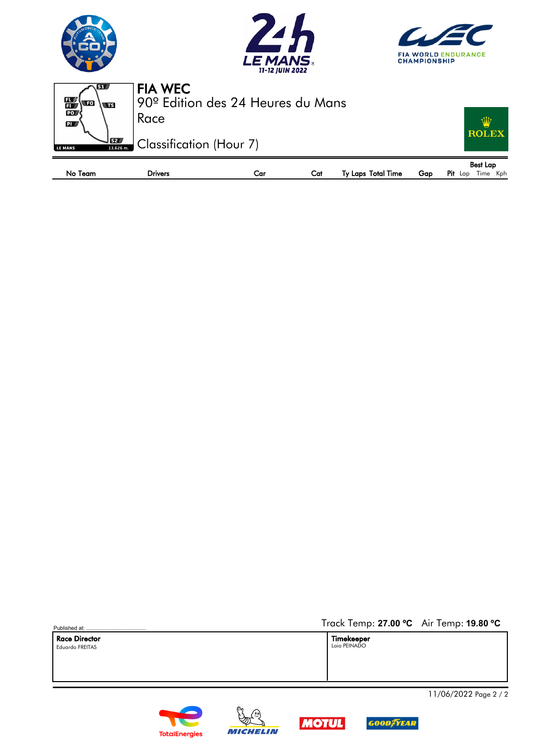# FIA WEC

90º Edition des 24 Heures du Mans

Race

Classification (Hour 7)

| No | Team | Drivers | Car | Cat | Ty | Laps | Total Time | Gap | Pit | Best Lap Lap | Time | Kph |
|---|---|---|---|---|---|---|---|---|---|---|---|---|

Track Temp: **27.00 ºC** Air Temp: **19.80 ºC**

Published at: ........................................

| **Race Director** | **Timekeeper** |
|---|---|
| Eduardo FREITAS | Laia PEINADO |

11/06/2022